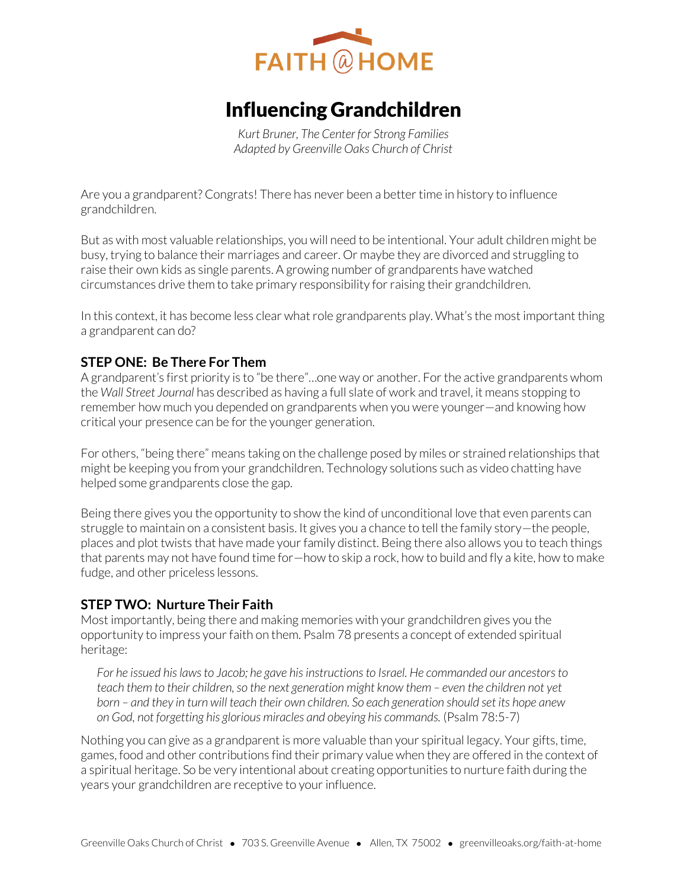FAITH @ HOME

# Influencing Grandchildren

*Kurt Bruner, The Center for Strong Families*
*Adapted by Greenville Oaks Church of Christ*

Are you a grandparent? Congrats! There has never been a better time in history to influence grandchildren.

But as with most valuable relationships, you will need to be intentional. Your adult children might be busy, trying to balance their marriages and career. Or maybe they are divorced and struggling to raise their own kids as single parents. A growing number of grandparents have watched circumstances drive them to take primary responsibility for raising their grandchildren.

In this context, it has become less clear what role grandparents play. What's the most important thing a grandparent can do?

### STEP ONE: Be There For Them

A grandparent's first priority is to "be there"…one way or another. For the active grandparents whom the *Wall Street Journal* has described as having a full slate of work and travel, it means stopping to remember how much you depended on grandparents when you were younger—and knowing how critical your presence can be for the younger generation.

For others, "being there" means taking on the challenge posed by miles or strained relationships that might be keeping you from your grandchildren. Technology solutions such as video chatting have helped some grandparents close the gap.

Being there gives you the opportunity to show the kind of unconditional love that even parents can struggle to maintain on a consistent basis. It gives you a chance to tell the family story—the people, places and plot twists that have made your family distinct. Being there also allows you to teach things that parents may not have found time for—how to skip a rock, how to build and fly a kite, how to make fudge, and other priceless lessons.

### STEP TWO: Nurture Their Faith

Most importantly, being there and making memories with your grandchildren gives you the opportunity to impress your faith on them. Psalm 78 presents a concept of extended spiritual heritage:

> *For he issued his laws to Jacob; he gave his instructions to Israel. He commanded our ancestors to teach them to their children, so the next generation might know them – even the children not yet born – and they in turn will teach their own children. So each generation should set its hope anew on God, not forgetting his glorious miracles and obeying his commands.* (Psalm 78:5-7)

Nothing you can give as a grandparent is more valuable than your spiritual legacy. Your gifts, time, games, food and other contributions find their primary value when they are offered in the context of a spiritual heritage. So be very intentional about creating opportunities to nurture faith during the years your grandchildren are receptive to your influence.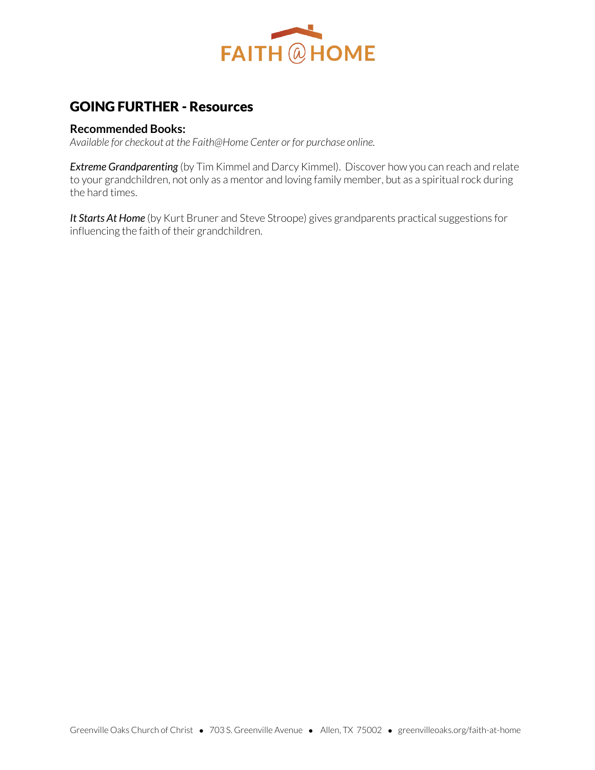FAITH @ HOME

## GOING FURTHER - Resources

### Recommended Books:

*Available for checkout at the Faith@Home Center or for purchase online.*

***Extreme Grandparenting*** (by Tim Kimmel and Darcy Kimmel). Discover how you can reach and relate to your grandchildren, not only as a mentor and loving family member, but as a spiritual rock during the hard times.

***It Starts At Home*** (by Kurt Bruner and Steve Stroope) gives grandparents practical suggestions for influencing the faith of their grandchildren.

Greenville Oaks Church of Christ • 703 S. Greenville Avenue • Allen, TX 75002 • greenvilleoaks.org/faith-at-home